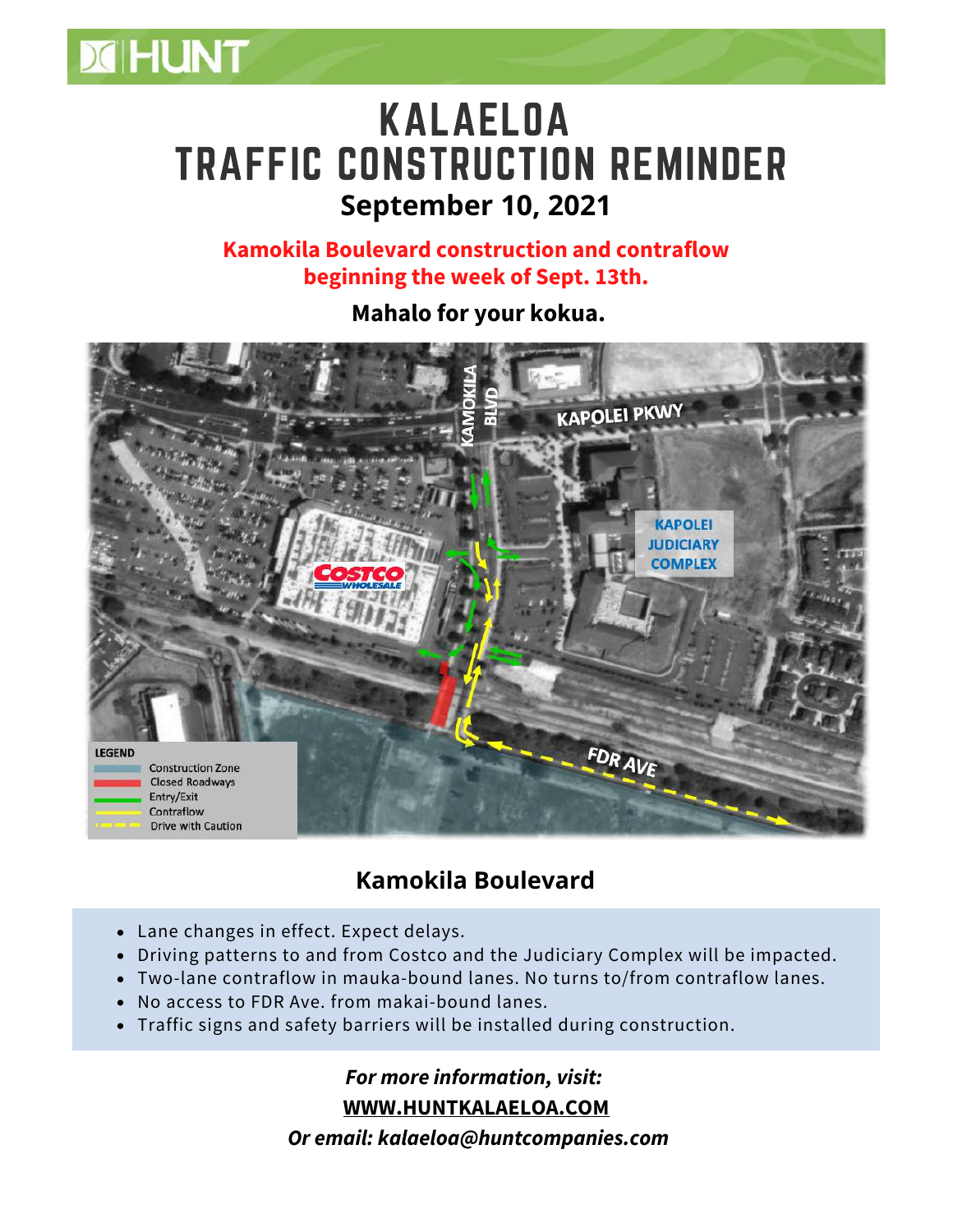# KALAELOA TRAFFIC CONSTRUCTION REMINDER

## September 10, 2021

**Kamokila Boulevard construction and contraflow beginning the week of Sept. 13th.**

**Mahalo for your kokua.**

## Kamokila Boulevard

- Lane changes in effect. Expect delays.
- Driving patterns to and from Costco and the Judiciary Complex will be impacted.
- Two-lane contraflow in mauka-bound lanes. No turns to/from contraflow lanes.
- No access to FDR Ave. from makai-bound lanes.
- Traffic signs and safety barriers will be installed during construction.

***For more information, visit:***

**WWW.HUNTKALAELOA.COM**

***Or email: kalaeloa@huntcompanies.com***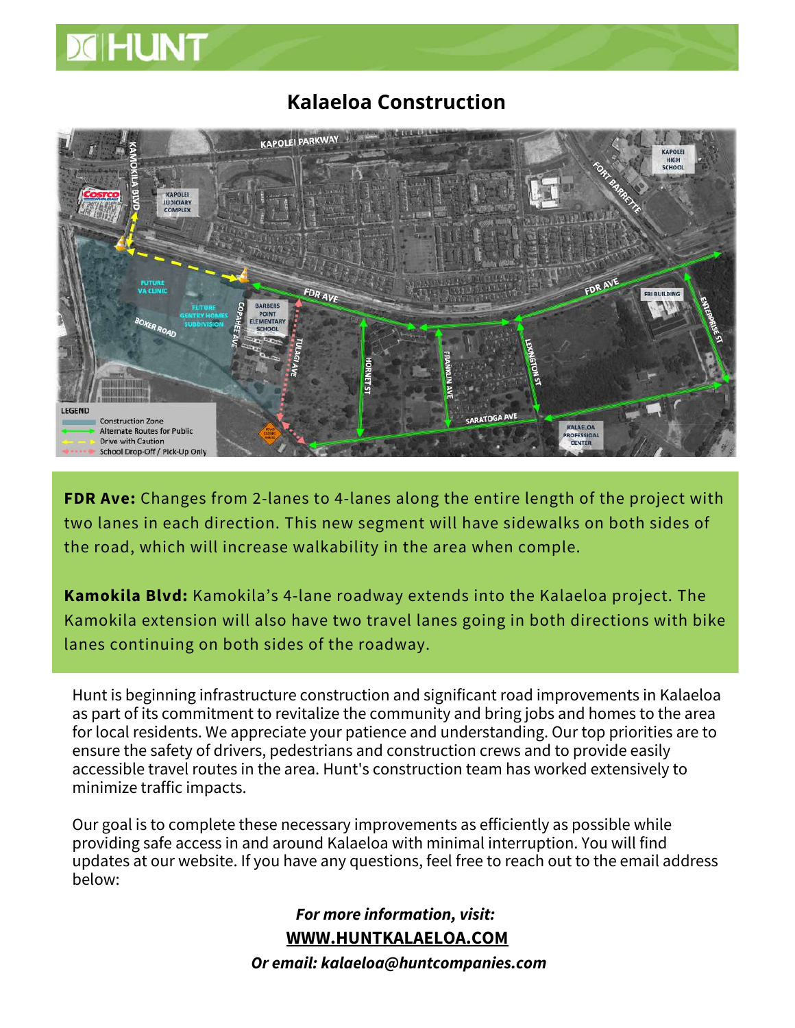# HUNT

## Kalaeloa Construction

KAPOLEI PARKWAY

KAMOKILA BLVD

COSTCO WHOLESALE

KAPOLEI JUDICIARY COMPLEX

KAPOLEI HIGH SCHOOL

FORT BARRETTE

FUTURE VA CLINIC

FUTURE GENTRY HOMES SUBDIVISION

BOXER ROAD

COPAHEE AVE

BARBERS POINT ELEMENTARY SCHOOL

TULAGI AVE

FDR AVE

HORNET ST

FRANKLIN AVE

LEXINGTON ST

FDR AVE

FBI BUILDING

ENTERPRISE ST

SARATOGA AVE

KALAELOA PROFESSIONAL CENTER

LEGEND

Construction Zone

Alternate Routes for Public

Drive with Caution

School Drop-Off / Pick-Up Only

**FDR Ave:** Changes from 2-lanes to 4-lanes along the entire length of the project with two lanes in each direction. This new segment will have sidewalks on both sides of the road, which will increase walkability in the area when comple.

**Kamokila Blvd:** Kamokila's 4-lane roadway extends into the Kalaeloa project. The Kamokila extension will also have two travel lanes going in both directions with bike lanes continuing on both sides of the roadway.

Hunt is beginning infrastructure construction and significant road improvements in Kalaeloa as part of its commitment to revitalize the community and bring jobs and homes to the area for local residents. We appreciate your patience and understanding. Our top priorities are to ensure the safety of drivers, pedestrians and construction crews and to provide easily accessible travel routes in the area. Hunt's construction team has worked extensively to minimize traffic impacts.

Our goal is to complete these necessary improvements as efficiently as possible while providing safe access in and around Kalaeloa with minimal interruption. You will find updates at our website. If you have any questions, feel free to reach out to the email address below:

***For more information, visit:***

**WWW.HUNTKALAELOA.COM**

***Or email: kalaeloa@huntcompanies.com***